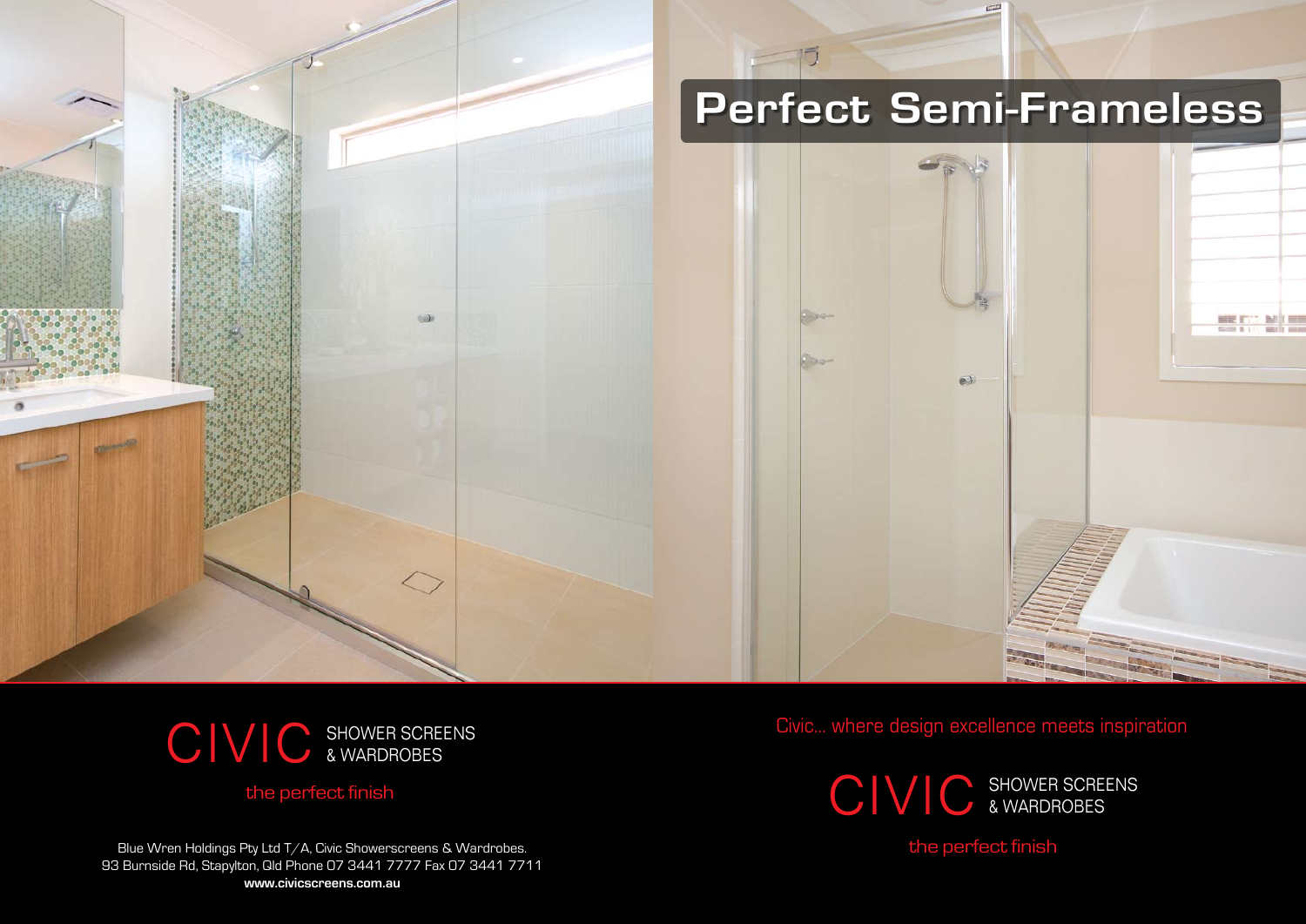# Perfect Semi-Frameless

CIVIC SHOWER SCREENS & WARDROBES

the perfect finish

Blue Wren Holdings Pty Ltd T/A, Civic Showerscreens & Wardrobes.
93 Burnside Rd, Stapylton, Qld Phone 07 3441 7777 Fax 07 3441 7711
**www.civicscreens.com.au**

Civic... where design excellence meets inspiration

CIVIC SHOWER SCREENS & WARDROBES

the perfect finish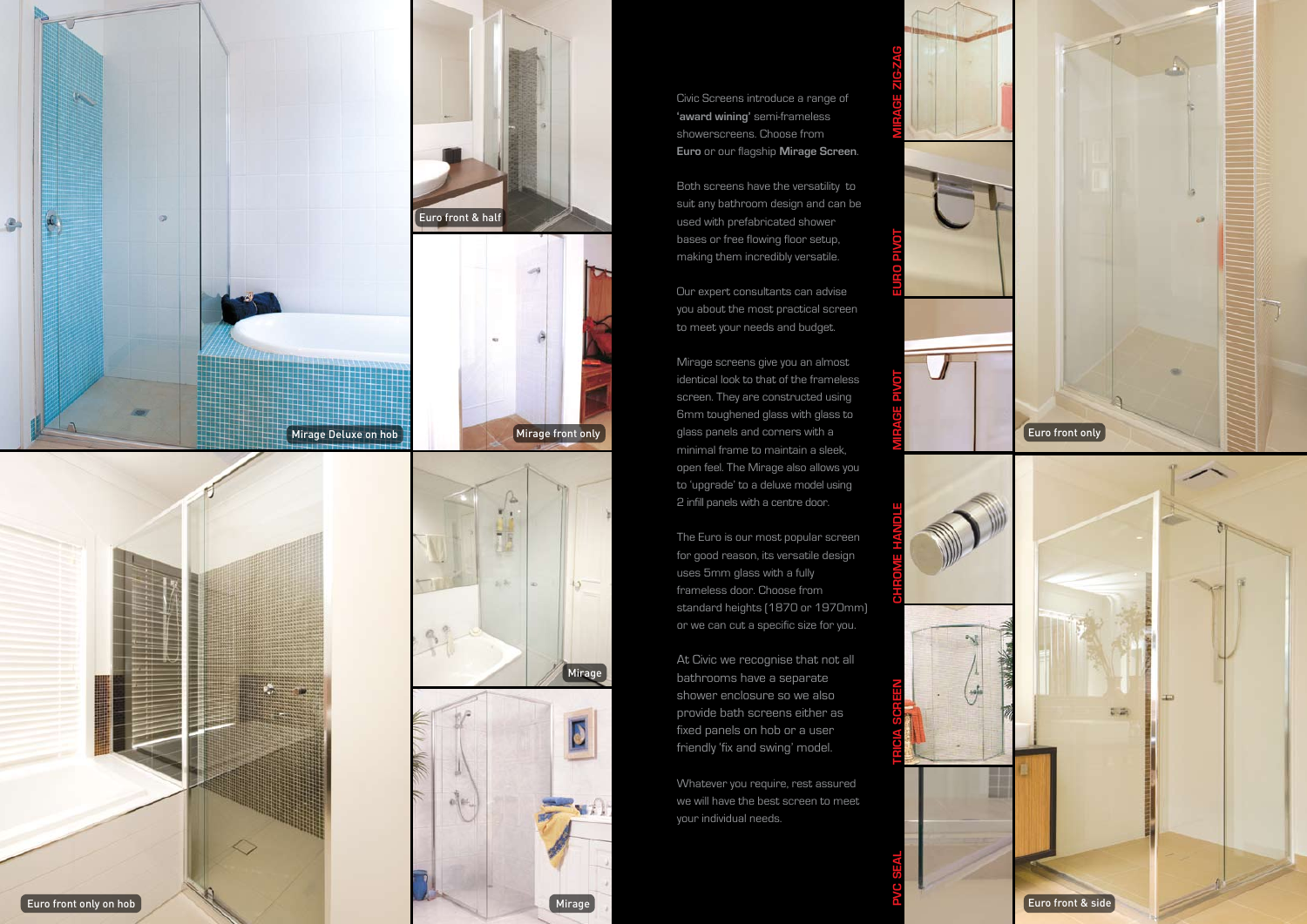Civic Screens introduce a range of **'award wining'** semi-frameless showerscreens. Choose from **Euro** or our flagship **Mirage Screen**.

Both screens have the versatility to suit any bathroom design and can be used with prefabricated shower bases or free flowing floor setup, making them incredibly versatile.

Our expert consultants can advise you about the most practical screen to meet your needs and budget.

Mirage screens give you an almost identical look to that of the frameless screen. They are constructed using 6mm toughened glass with glass to glass panels and corners with a minimal frame to maintain a sleek, open feel. The Mirage also allows you to 'upgrade' to a deluxe model using 2 infill panels with a centre door.

The Euro is our most popular screen for good reason, its versatile design uses 5mm glass with a fully frameless door. Choose from standard heights (1870 or 1970mm) or we can cut a specific size for you.

At Civic we recognise that not all bathrooms have a separate shower enclosure so we also provide bath screens either as fixed panels on hob or a user friendly 'fix and swing' model.

Whatever you require, rest assured we will have the best screen to meet your individual needs.

Mirage Deluxe on hob

Euro front & half

Mirage front only

Mirage

Mirage

Euro front only on hob

MIRAGE ZIG-ZAG

EURO PIVOT

MIRAGE PIVOT

CHROME HANDLE

TRICIA SCREEN

PVC SEAL

Euro front only

Euro front & side